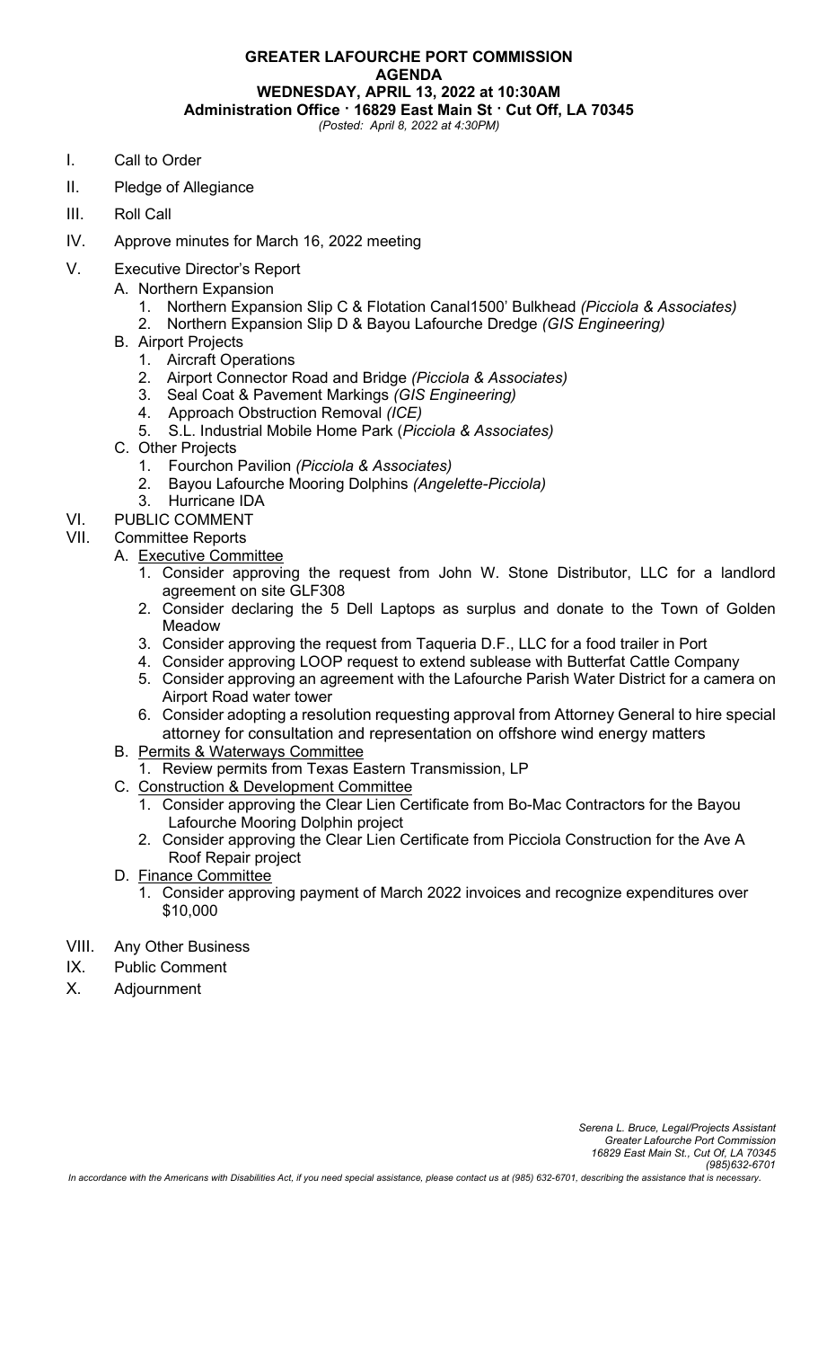**GREATER LAFOURCHE PORT COMMISSION**
**AGENDA**
**WEDNESDAY, APRIL 13, 2022 at 10:30AM**
**Administration Office · 16829 East Main St · Cut Off, LA 70345**
*(Posted: April 8, 2022 at 4:30PM)*

I. Call to Order

II. Pledge of Allegiance

III. Roll Call

IV. Approve minutes for March 16, 2022 meeting

V. Executive Director's Report
   - A. Northern Expansion
     1. Northern Expansion Slip C & Flotation Canal1500' Bulkhead *(Picciola & Associates)*
     2. Northern Expansion Slip D & Bayou Lafourche Dredge *(GIS Engineering)*
   - B. Airport Projects
     1. Aircraft Operations
     2. Airport Connector Road and Bridge *(Picciola & Associates)*
     3. Seal Coat & Pavement Markings *(GIS Engineering)*
     4. Approach Obstruction Removal *(ICE)*
     5. S.L. Industrial Mobile Home Park (*Picciola & Associates)*
   - C. Other Projects
     1. Fourchon Pavilion *(Picciola & Associates)*
     2. Bayou Lafourche Mooring Dolphins *(Angelette-Picciola)*
     3. Hurricane IDA

VI. PUBLIC COMMENT

VII. Committee Reports
   - A. Executive Committee
     1. Consider approving the request from John W. Stone Distributor, LLC for a landlord agreement on site GLF308
     2. Consider declaring the 5 Dell Laptops as surplus and donate to the Town of Golden Meadow
     3. Consider approving the request from Taqueria D.F., LLC for a food trailer in Port
     4. Consider approving LOOP request to extend sublease with Butterfat Cattle Company
     5. Consider approving an agreement with the Lafourche Parish Water District for a camera on Airport Road water tower
     6. Consider adopting a resolution requesting approval from Attorney General to hire special attorney for consultation and representation on offshore wind energy matters
   - B. Permits & Waterways Committee
     1. Review permits from Texas Eastern Transmission, LP
   - C. Construction & Development Committee
     1. Consider approving the Clear Lien Certificate from Bo-Mac Contractors for the Bayou Lafourche Mooring Dolphin project
     2. Consider approving the Clear Lien Certificate from Picciola Construction for the Ave A Roof Repair project
   - D. Finance Committee
     1. Consider approving payment of March 2022 invoices and recognize expenditures over $10,000

VIII. Any Other Business

IX. Public Comment

X. Adjournment

*Serena L. Bruce, Legal/Projects Assistant*
*Greater Lafourche Port Commission*
*16829 East Main St., Cut Of, LA 70345*
*(985)632-6701*

*In accordance with the Americans with Disabilities Act, if you need special assistance, please contact us at (985) 632-6701, describing the assistance that is necessary.*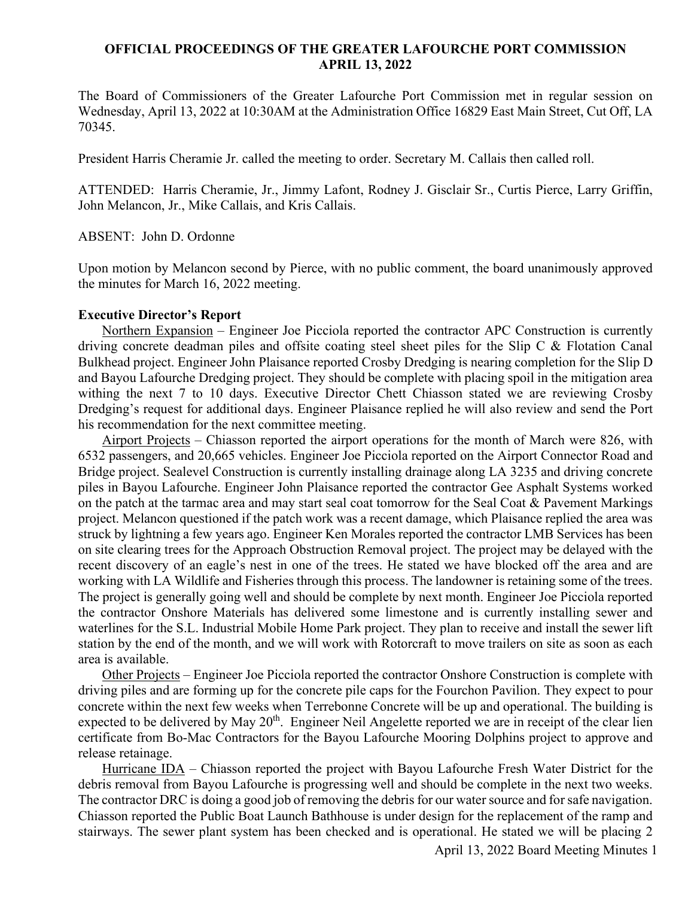**OFFICIAL PROCEEDINGS OF THE GREATER LAFOURCHE PORT COMMISSION APRIL 13, 2022**

The Board of Commissioners of the Greater Lafourche Port Commission met in regular session on Wednesday, April 13, 2022 at 10:30AM at the Administration Office 16829 East Main Street, Cut Off, LA 70345.

President Harris Cheramie Jr. called the meeting to order. Secretary M. Callais then called roll.

ATTENDED: Harris Cheramie, Jr., Jimmy Lafont, Rodney J. Gisclair Sr., Curtis Pierce, Larry Griffin, John Melancon, Jr., Mike Callais, and Kris Callais.

ABSENT: John D. Ordonne

Upon motion by Melancon second by Pierce, with no public comment, the board unanimously approved the minutes for March 16, 2022 meeting.

**Executive Director's Report**

Northern Expansion – Engineer Joe Picciola reported the contractor APC Construction is currently driving concrete deadman piles and offsite coating steel sheet piles for the Slip C & Flotation Canal Bulkhead project. Engineer John Plaisance reported Crosby Dredging is nearing completion for the Slip D and Bayou Lafourche Dredging project. They should be complete with placing spoil in the mitigation area withing the next 7 to 10 days. Executive Director Chett Chiasson stated we are reviewing Crosby Dredging's request for additional days. Engineer Plaisance replied he will also review and send the Port his recommendation for the next committee meeting.

Airport Projects – Chiasson reported the airport operations for the month of March were 826, with 6532 passengers, and 20,665 vehicles. Engineer Joe Picciola reported on the Airport Connector Road and Bridge project. Sealevel Construction is currently installing drainage along LA 3235 and driving concrete piles in Bayou Lafourche. Engineer John Plaisance reported the contractor Gee Asphalt Systems worked on the patch at the tarmac area and may start seal coat tomorrow for the Seal Coat & Pavement Markings project. Melancon questioned if the patch work was a recent damage, which Plaisance replied the area was struck by lightning a few years ago. Engineer Ken Morales reported the contractor LMB Services has been on site clearing trees for the Approach Obstruction Removal project. The project may be delayed with the recent discovery of an eagle's nest in one of the trees. He stated we have blocked off the area and are working with LA Wildlife and Fisheries through this process. The landowner is retaining some of the trees. The project is generally going well and should be complete by next month. Engineer Joe Picciola reported the contractor Onshore Materials has delivered some limestone and is currently installing sewer and waterlines for the S.L. Industrial Mobile Home Park project. They plan to receive and install the sewer lift station by the end of the month, and we will work with Rotorcraft to move trailers on site as soon as each area is available.

Other Projects – Engineer Joe Picciola reported the contractor Onshore Construction is complete with driving piles and are forming up for the concrete pile caps for the Fourchon Pavilion. They expect to pour concrete within the next few weeks when Terrebonne Concrete will be up and operational. The building is expected to be delivered by May 20th. Engineer Neil Angelette reported we are in receipt of the clear lien certificate from Bo-Mac Contractors for the Bayou Lafourche Mooring Dolphins project to approve and release retainage.

Hurricane IDA – Chiasson reported the project with Bayou Lafourche Fresh Water District for the debris removal from Bayou Lafourche is progressing well and should be complete in the next two weeks. The contractor DRC is doing a good job of removing the debris for our water source and for safe navigation. Chiasson reported the Public Boat Launch Bathhouse is under design for the replacement of the ramp and stairways. The sewer plant system has been checked and is operational. He stated we will be placing 2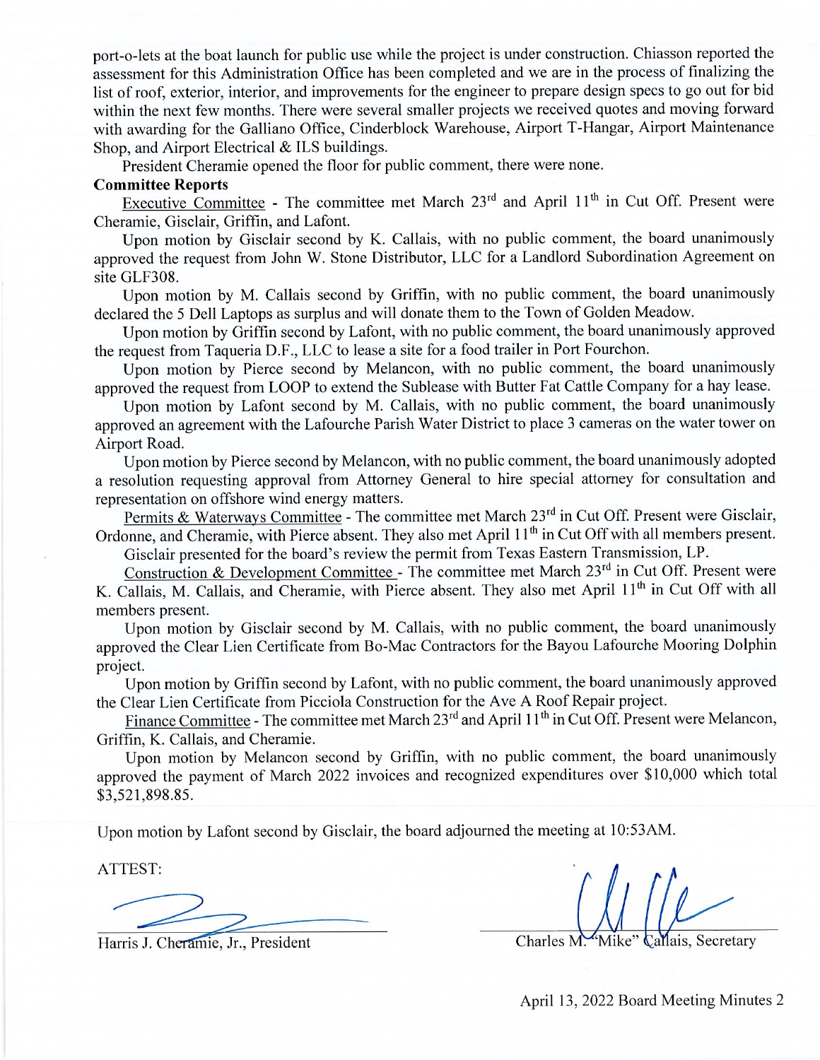port-o-lets at the boat launch for public use while the project is under construction. Chiasson reported the assessment for this Administration Office has been completed and we are in the process of finalizing the list of roof, exterior, interior, and improvements for the engineer to prepare design specs to go out for bid within the next few months. There were several smaller projects we received quotes and moving forward with awarding for the Galliano Office, Cinderblock Warehouse, Airport T-Hangar, Airport Maintenance Shop, and Airport Electrical & ILS buildings.

President Cheramie opened the floor for public comment, there were none.

**Committee Reports**

Executive Committee - The committee met March 23rd and April 11th in Cut Off. Present were Cheramie, Gisclair, Griffin, and Lafont.

Upon motion by Gisclair second by K. Callais, with no public comment, the board unanimously approved the request from John W. Stone Distributor, LLC for a Landlord Subordination Agreement on site GLF308.

Upon motion by M. Callais second by Griffin, with no public comment, the board unanimously declared the 5 Dell Laptops as surplus and will donate them to the Town of Golden Meadow.

Upon motion by Griffin second by Lafont, with no public comment, the board unanimously approved the request from Taqueria D.F., LLC to lease a site for a food trailer in Port Fourchon.

Upon motion by Pierce second by Melancon, with no public comment, the board unanimously approved the request from LOOP to extend the Sublease with Butter Fat Cattle Company for a hay lease.

Upon motion by Lafont second by M. Callais, with no public comment, the board unanimously approved an agreement with the Lafourche Parish Water District to place 3 cameras on the water tower on Airport Road.

Upon motion by Pierce second by Melancon, with no public comment, the board unanimously adopted a resolution requesting approval from Attorney General to hire special attorney for consultation and representation on offshore wind energy matters.

Permits & Waterways Committee - The committee met March 23rd in Cut Off. Present were Gisclair, Ordonne, and Cheramie, with Pierce absent. They also met April 11th in Cut Off with all members present.

Gisclair presented for the board's review the permit from Texas Eastern Transmission, LP.

Construction & Development Committee - The committee met March 23rd in Cut Off. Present were K. Callais, M. Callais, and Cheramie, with Pierce absent. They also met April 11th in Cut Off with all members present.

Upon motion by Gisclair second by M. Callais, with no public comment, the board unanimously approved the Clear Lien Certificate from Bo-Mac Contractors for the Bayou Lafourche Mooring Dolphin project.

Upon motion by Griffin second by Lafont, with no public comment, the board unanimously approved the Clear Lien Certificate from Picciola Construction for the Ave A Roof Repair project.

Finance Committee - The committee met March 23rd and April 11th in Cut Off. Present were Melancon, Griffin, K. Callais, and Cheramie.

Upon motion by Melancon second by Griffin, with no public comment, the board unanimously approved the payment of March 2022 invoices and recognized expenditures over $10,000 which total $3,521,898.85.

Upon motion by Lafont second by Gisclair, the board adjourned the meeting at 10:53AM.

ATTEST:

Harris J. Cheramie, Jr., President

Charles M. "Mike" Callais, Secretary

April 13, 2022 Board Meeting Minutes 2